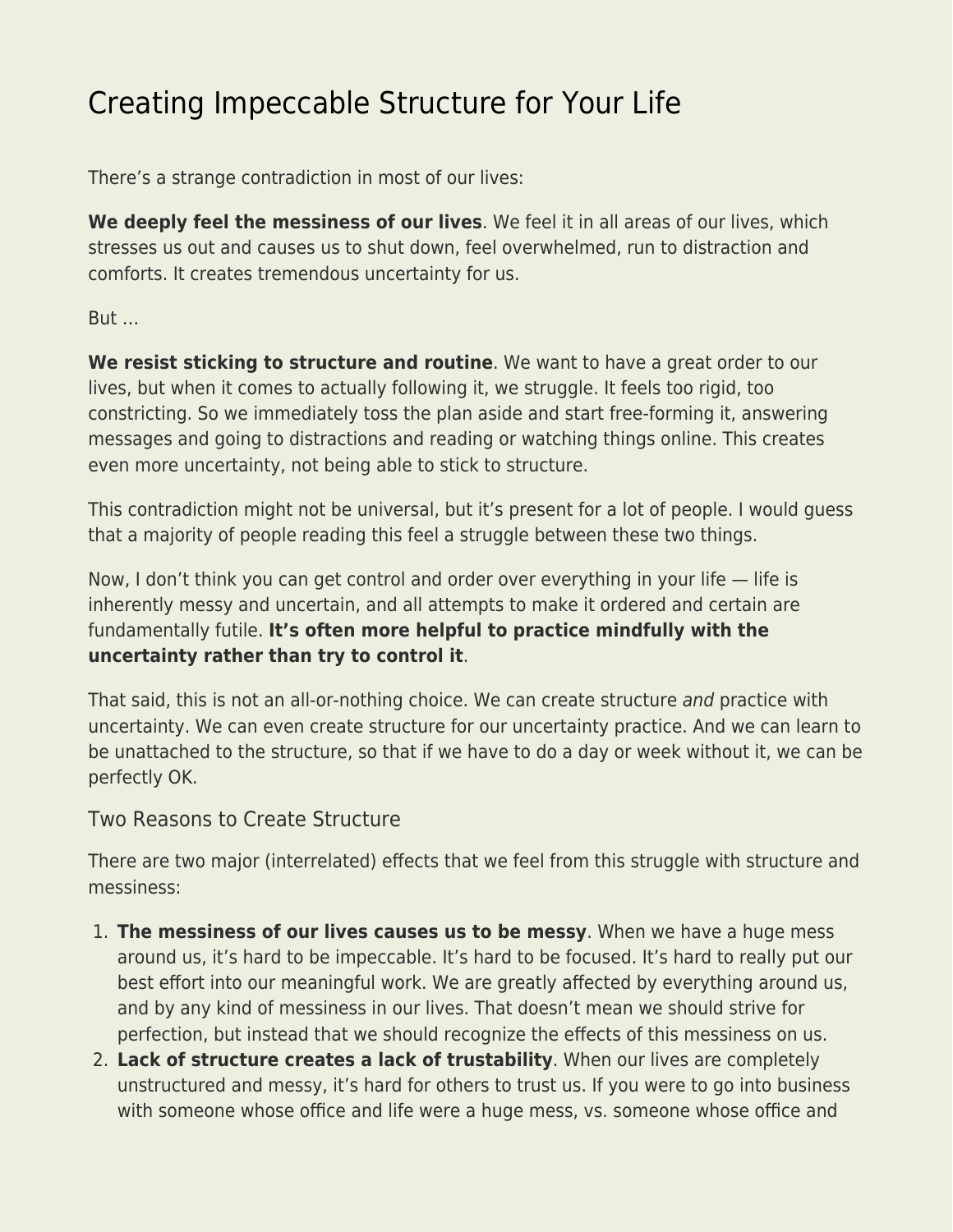# Creating Impeccable Structure for Your Life

There's a strange contradiction in most of our lives:

**We deeply feel the messiness of our lives**. We feel it in all areas of our lives, which stresses us out and causes us to shut down, feel overwhelmed, run to distraction and comforts. It creates tremendous uncertainty for us.

But …

**We resist sticking to structure and routine**. We want to have a great order to our lives, but when it comes to actually following it, we struggle. It feels too rigid, too constricting. So we immediately toss the plan aside and start free-forming it, answering messages and going to distractions and reading or watching things online. This creates even more uncertainty, not being able to stick to structure.

This contradiction might not be universal, but it's present for a lot of people. I would guess that a majority of people reading this feel a struggle between these two things.

Now, I don't think you can get control and order over everything in your life — life is inherently messy and uncertain, and all attempts to make it ordered and certain are fundamentally futile. **It's often more helpful to practice mindfully with the uncertainty rather than try to control it**.

That said, this is not an all-or-nothing choice. We can create structure *and* practice with uncertainty. We can even create structure for our uncertainty practice. And we can learn to be unattached to the structure, so that if we have to do a day or week without it, we can be perfectly OK.

## Two Reasons to Create Structure

There are two major (interrelated) effects that we feel from this struggle with structure and messiness:

1. **The messiness of our lives causes us to be messy**. When we have a huge mess around us, it's hard to be impeccable. It's hard to be focused. It's hard to really put our best effort into our meaningful work. We are greatly affected by everything around us, and by any kind of messiness in our lives. That doesn't mean we should strive for perfection, but instead that we should recognize the effects of this messiness on us.
2. **Lack of structure creates a lack of trustability**. When our lives are completely unstructured and messy, it's hard for others to trust us. If you were to go into business with someone whose office and life were a huge mess, vs. someone whose office and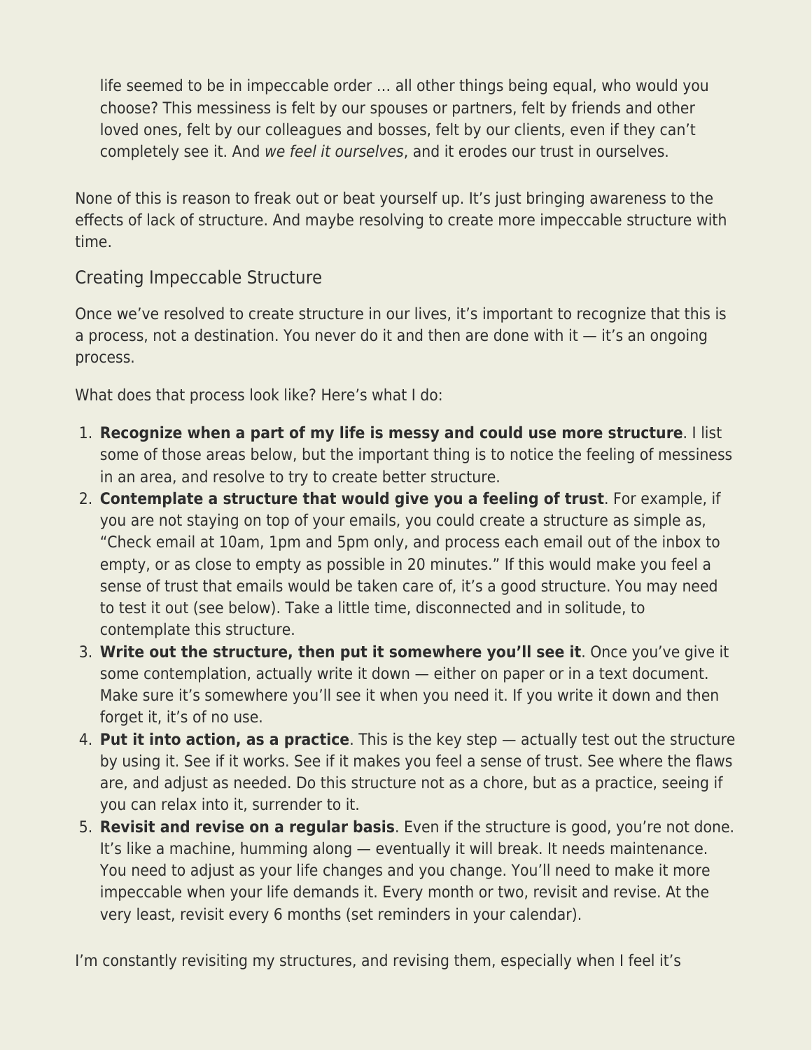life seemed to be in impeccable order … all other things being equal, who would you choose? This messiness is felt by our spouses or partners, felt by friends and other loved ones, felt by our colleagues and bosses, felt by our clients, even if they can't completely see it. And *we feel it ourselves*, and it erodes our trust in ourselves.

None of this is reason to freak out or beat yourself up. It's just bringing awareness to the effects of lack of structure. And maybe resolving to create more impeccable structure with time.

## Creating Impeccable Structure

Once we've resolved to create structure in our lives, it's important to recognize that this is a process, not a destination. You never do it and then are done with it — it's an ongoing process.

What does that process look like? Here's what I do:

1. **Recognize when a part of my life is messy and could use more structure**. I list some of those areas below, but the important thing is to notice the feeling of messiness in an area, and resolve to try to create better structure.
2. **Contemplate a structure that would give you a feeling of trust**. For example, if you are not staying on top of your emails, you could create a structure as simple as, "Check email at 10am, 1pm and 5pm only, and process each email out of the inbox to empty, or as close to empty as possible in 20 minutes." If this would make you feel a sense of trust that emails would be taken care of, it's a good structure. You may need to test it out (see below). Take a little time, disconnected and in solitude, to contemplate this structure.
3. **Write out the structure, then put it somewhere you'll see it**. Once you've give it some contemplation, actually write it down — either on paper or in a text document. Make sure it's somewhere you'll see it when you need it. If you write it down and then forget it, it's of no use.
4. **Put it into action, as a practice**. This is the key step — actually test out the structure by using it. See if it works. See if it makes you feel a sense of trust. See where the flaws are, and adjust as needed. Do this structure not as a chore, but as a practice, seeing if you can relax into it, surrender to it.
5. **Revisit and revise on a regular basis**. Even if the structure is good, you're not done. It's like a machine, humming along — eventually it will break. It needs maintenance. You need to adjust as your life changes and you change. You'll need to make it more impeccable when your life demands it. Every month or two, revisit and revise. At the very least, revisit every 6 months (set reminders in your calendar).

I'm constantly revisiting my structures, and revising them, especially when I feel it's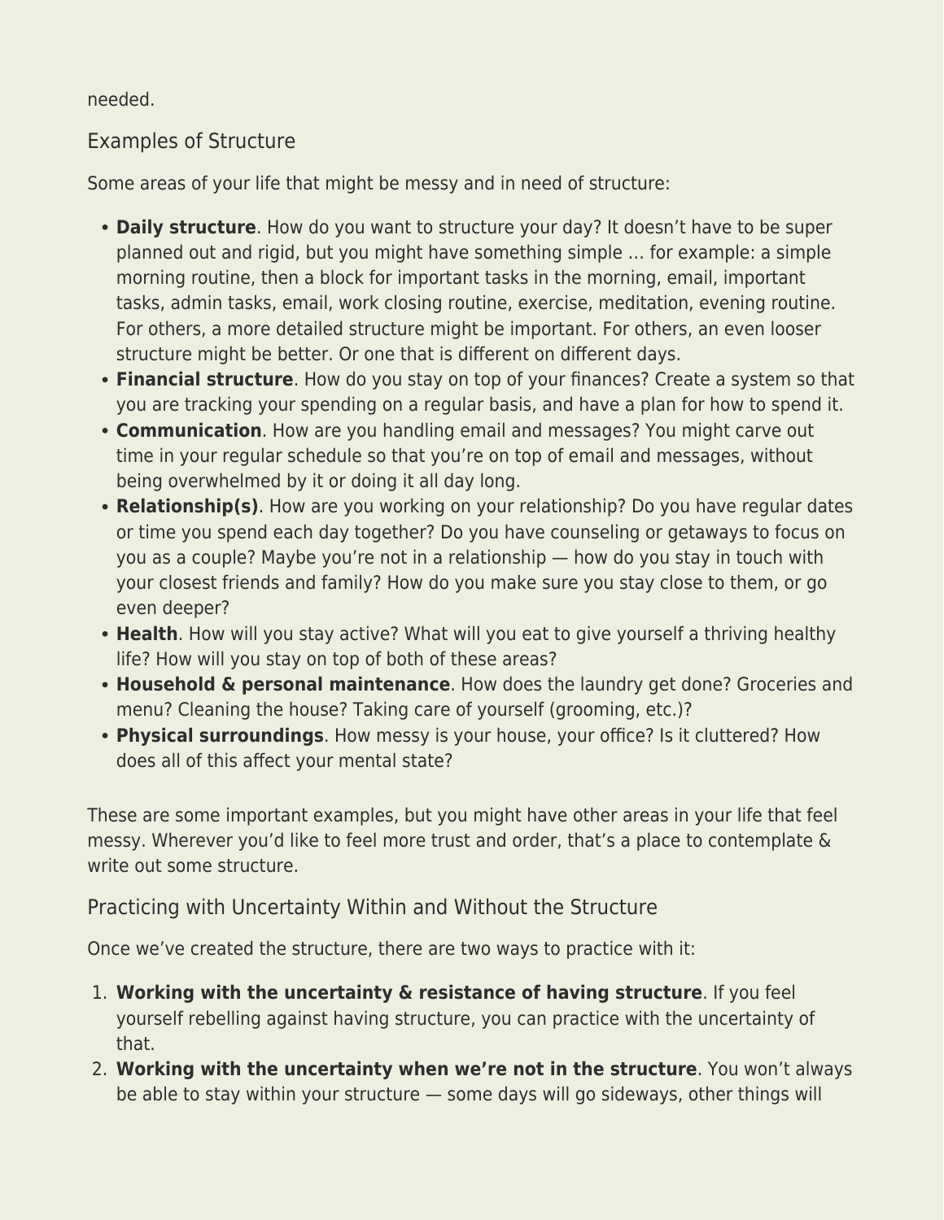needed.

## Examples of Structure

Some areas of your life that might be messy and in need of structure:

- **Daily structure**. How do you want to structure your day? It doesn't have to be super planned out and rigid, but you might have something simple … for example: a simple morning routine, then a block for important tasks in the morning, email, important tasks, admin tasks, email, work closing routine, exercise, meditation, evening routine. For others, a more detailed structure might be important. For others, an even looser structure might be better. Or one that is different on different days.
- **Financial structure**. How do you stay on top of your finances? Create a system so that you are tracking your spending on a regular basis, and have a plan for how to spend it.
- **Communication**. How are you handling email and messages? You might carve out time in your regular schedule so that you're on top of email and messages, without being overwhelmed by it or doing it all day long.
- **Relationship(s)**. How are you working on your relationship? Do you have regular dates or time you spend each day together? Do you have counseling or getaways to focus on you as a couple? Maybe you're not in a relationship — how do you stay in touch with your closest friends and family? How do you make sure you stay close to them, or go even deeper?
- **Health**. How will you stay active? What will you eat to give yourself a thriving healthy life? How will you stay on top of both of these areas?
- **Household & personal maintenance**. How does the laundry get done? Groceries and menu? Cleaning the house? Taking care of yourself (grooming, etc.)?
- **Physical surroundings**. How messy is your house, your office? Is it cluttered? How does all of this affect your mental state?

These are some important examples, but you might have other areas in your life that feel messy. Wherever you'd like to feel more trust and order, that's a place to contemplate & write out some structure.

## Practicing with Uncertainty Within and Without the Structure

Once we've created the structure, there are two ways to practice with it:

1. **Working with the uncertainty & resistance of having structure**. If you feel yourself rebelling against having structure, you can practice with the uncertainty of that.
2. **Working with the uncertainty when we're not in the structure**. You won't always be able to stay within your structure — some days will go sideways, other things will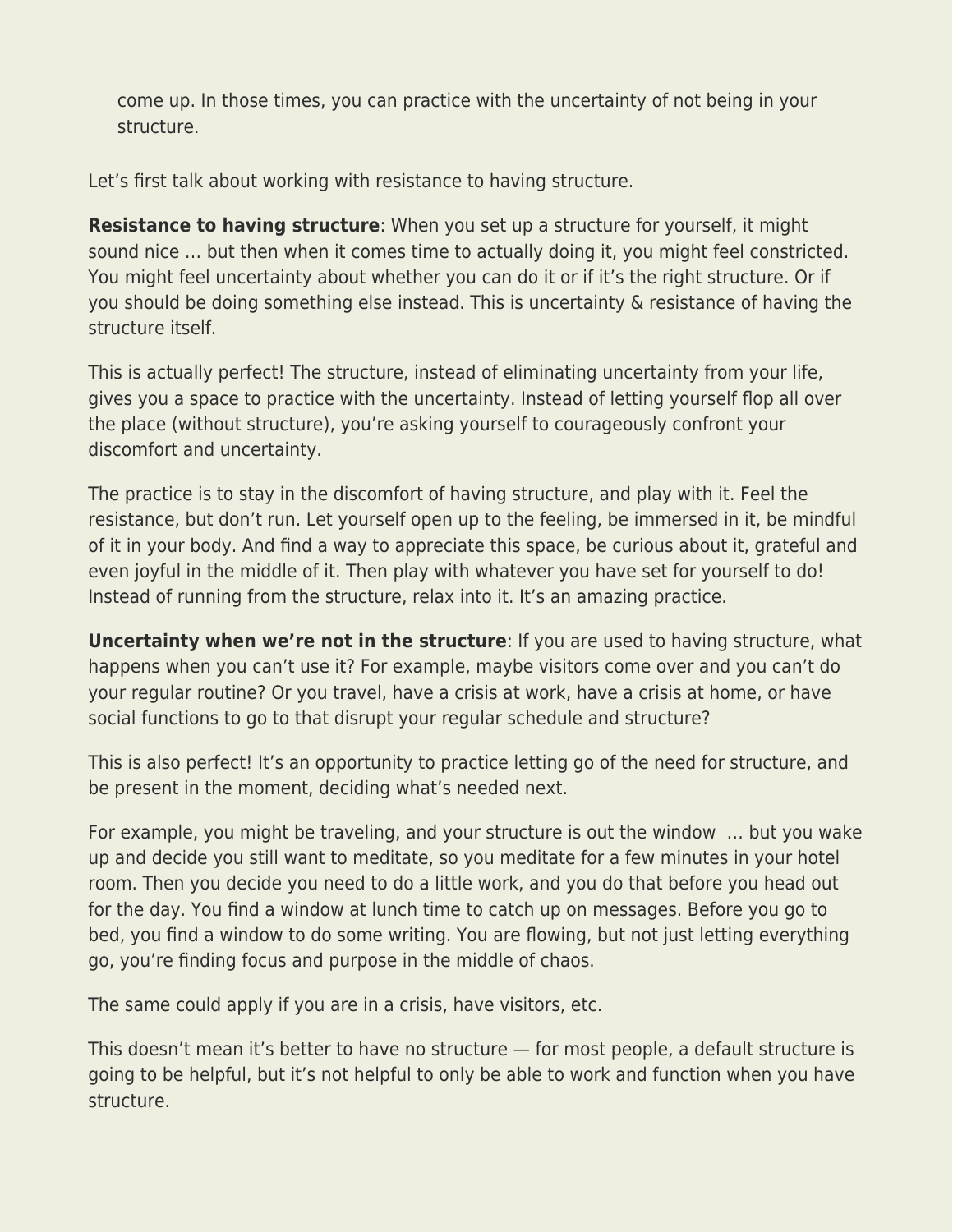come up. In those times, you can practice with the uncertainty of not being in your structure.

Let's first talk about working with resistance to having structure.

**Resistance to having structure**: When you set up a structure for yourself, it might sound nice … but then when it comes time to actually doing it, you might feel constricted. You might feel uncertainty about whether you can do it or if it's the right structure. Or if you should be doing something else instead. This is uncertainty & resistance of having the structure itself.

This is actually perfect! The structure, instead of eliminating uncertainty from your life, gives you a space to practice with the uncertainty. Instead of letting yourself flop all over the place (without structure), you're asking yourself to courageously confront your discomfort and uncertainty.

The practice is to stay in the discomfort of having structure, and play with it. Feel the resistance, but don't run. Let yourself open up to the feeling, be immersed in it, be mindful of it in your body. And find a way to appreciate this space, be curious about it, grateful and even joyful in the middle of it. Then play with whatever you have set for yourself to do! Instead of running from the structure, relax into it. It's an amazing practice.

**Uncertainty when we're not in the structure**: If you are used to having structure, what happens when you can't use it? For example, maybe visitors come over and you can't do your regular routine? Or you travel, have a crisis at work, have a crisis at home, or have social functions to go to that disrupt your regular schedule and structure?

This is also perfect! It's an opportunity to practice letting go of the need for structure, and be present in the moment, deciding what's needed next.

For example, you might be traveling, and your structure is out the window … but you wake up and decide you still want to meditate, so you meditate for a few minutes in your hotel room. Then you decide you need to do a little work, and you do that before you head out for the day. You find a window at lunch time to catch up on messages. Before you go to bed, you find a window to do some writing. You are flowing, but not just letting everything go, you're finding focus and purpose in the middle of chaos.

The same could apply if you are in a crisis, have visitors, etc.

This doesn't mean it's better to have no structure — for most people, a default structure is going to be helpful, but it's not helpful to only be able to work and function when you have structure.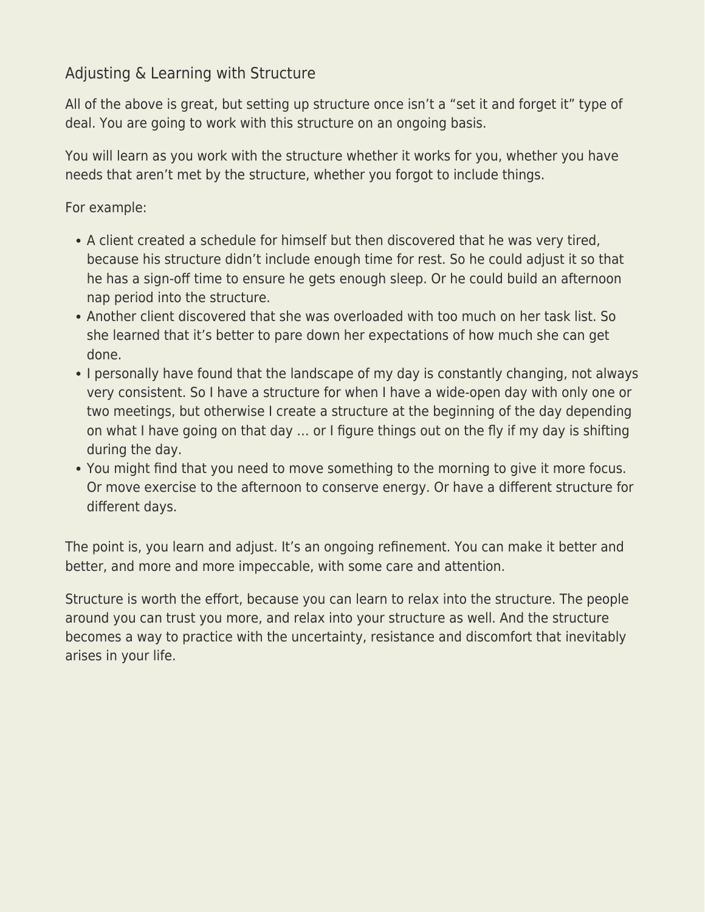## Adjusting & Learning with Structure

All of the above is great, but setting up structure once isn't a "set it and forget it" type of deal. You are going to work with this structure on an ongoing basis.

You will learn as you work with the structure whether it works for you, whether you have needs that aren't met by the structure, whether you forgot to include things.

For example:

- A client created a schedule for himself but then discovered that he was very tired, because his structure didn't include enough time for rest. So he could adjust it so that he has a sign-off time to ensure he gets enough sleep. Or he could build an afternoon nap period into the structure.
- Another client discovered that she was overloaded with too much on her task list. So she learned that it's better to pare down her expectations of how much she can get done.
- I personally have found that the landscape of my day is constantly changing, not always very consistent. So I have a structure for when I have a wide-open day with only one or two meetings, but otherwise I create a structure at the beginning of the day depending on what I have going on that day … or I figure things out on the fly if my day is shifting during the day.
- You might find that you need to move something to the morning to give it more focus. Or move exercise to the afternoon to conserve energy. Or have a different structure for different days.

The point is, you learn and adjust. It's an ongoing refinement. You can make it better and better, and more and more impeccable, with some care and attention.

Structure is worth the effort, because you can learn to relax into the structure. The people around you can trust you more, and relax into your structure as well. And the structure becomes a way to practice with the uncertainty, resistance and discomfort that inevitably arises in your life.